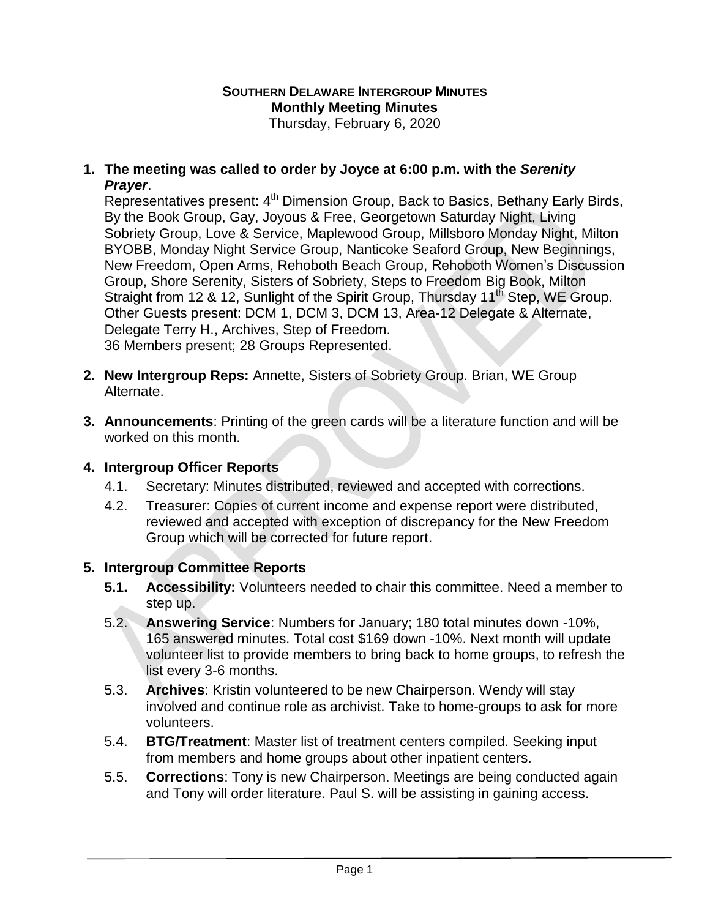**SOUTHERN DELAWARE INTERGROUP MINUTES**
**Monthly Meeting Minutes**
Thursday, February 6, 2020

1. **The meeting was called to order by Joyce at 6:00 p.m. with the *Serenity Prayer*.**
   Representatives present: 4th Dimension Group, Back to Basics, Bethany Early Birds, By the Book Group, Gay, Joyous & Free, Georgetown Saturday Night, Living Sobriety Group, Love & Service, Maplewood Group, Millsboro Monday Night, Milton BYOBB, Monday Night Service Group, Nanticoke Seaford Group, New Beginnings, New Freedom, Open Arms, Rehoboth Beach Group, Rehoboth Women's Discussion Group, Shore Serenity, Sisters of Sobriety, Steps to Freedom Big Book, Milton Straight from 12 & 12, Sunlight of the Spirit Group, Thursday 11th Step, WE Group.
   Other Guests present: DCM 1, DCM 3, DCM 13, Area-12 Delegate & Alternate, Delegate Terry H., Archives, Step of Freedom.
   36 Members present; 28 Groups Represented.

2. **New Intergroup Reps:** Annette, Sisters of Sobriety Group. Brian, WE Group Alternate.

3. **Announcements**: Printing of the green cards will be a literature function and will be worked on this month.

4. **Intergroup Officer Reports**
   - 4.1. Secretary: Minutes distributed, reviewed and accepted with corrections.
   - 4.2. Treasurer: Copies of current income and expense report were distributed, reviewed and accepted with exception of discrepancy for the New Freedom Group which will be corrected for future report.

5. **Intergroup Committee Reports**
   - **5.1. Accessibility:** Volunteers needed to chair this committee. Need a member to step up.
   - 5.2. **Answering Service**: Numbers for January; 180 total minutes down -10%, 165 answered minutes. Total cost $169 down -10%. Next month will update volunteer list to provide members to bring back to home groups, to refresh the list every 3-6 months.
   - 5.3. **Archives**: Kristin volunteered to be new Chairperson. Wendy will stay involved and continue role as archivist. Take to home-groups to ask for more volunteers.
   - 5.4. **BTG/Treatment**: Master list of treatment centers compiled. Seeking input from members and home groups about other inpatient centers.
   - 5.5. **Corrections**: Tony is new Chairperson. Meetings are being conducted again and Tony will order literature. Paul S. will be assisting in gaining access.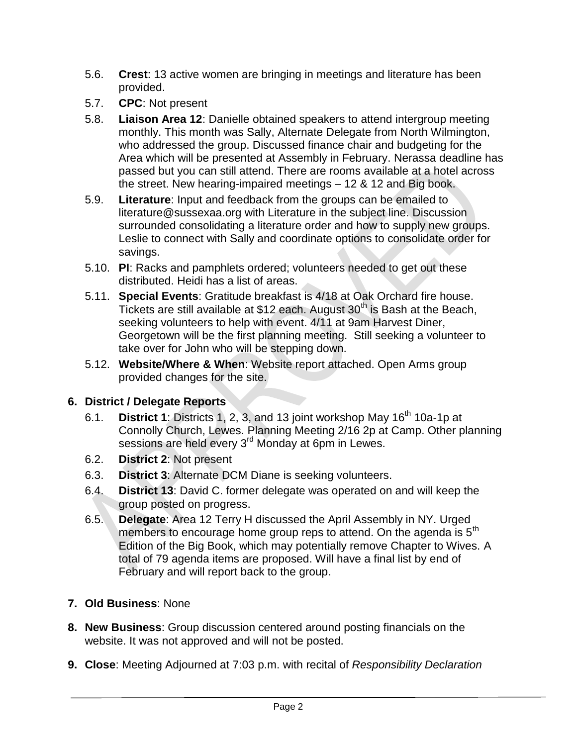- 5.6. **Crest**: 13 active women are bringing in meetings and literature has been provided.
- 5.7. **CPC**: Not present
- 5.8. **Liaison Area 12**: Danielle obtained speakers to attend intergroup meeting monthly. This month was Sally, Alternate Delegate from North Wilmington, who addressed the group. Discussed finance chair and budgeting for the Area which will be presented at Assembly in February. Nerassa deadline has passed but you can still attend. There are rooms available at a hotel across the street. New hearing-impaired meetings – 12 & 12 and Big book.
- 5.9. **Literature**: Input and feedback from the groups can be emailed to literature@sussexaa.org with Literature in the subject line. Discussion surrounded consolidating a literature order and how to supply new groups. Leslie to connect with Sally and coordinate options to consolidate order for savings.
- 5.10. **PI**: Racks and pamphlets ordered; volunteers needed to get out these distributed. Heidi has a list of areas.
- 5.11. **Special Events**: Gratitude breakfast is 4/18 at Oak Orchard fire house. Tickets are still available at $12 each. August 30th is Bash at the Beach, seeking volunteers to help with event. 4/11 at 9am Harvest Diner, Georgetown will be the first planning meeting. Still seeking a volunteer to take over for John who will be stepping down.
- 5.12. **Website/Where & When**: Website report attached. Open Arms group provided changes for the site.

**6. District / Delegate Reports**

- 6.1. **District 1**: Districts 1, 2, 3, and 13 joint workshop May 16th 10a-1p at Connolly Church, Lewes. Planning Meeting 2/16 2p at Camp. Other planning sessions are held every 3rd Monday at 6pm in Lewes.
- 6.2. **District 2**: Not present
- 6.3. **District 3**: Alternate DCM Diane is seeking volunteers.
- 6.4. **District 13**: David C. former delegate was operated on and will keep the group posted on progress.
- 6.5. **Delegate**: Area 12 Terry H discussed the April Assembly in NY. Urged members to encourage home group reps to attend. On the agenda is 5th Edition of the Big Book, which may potentially remove Chapter to Wives. A total of 79 agenda items are proposed. Will have a final list by end of February and will report back to the group.

**7. Old Business**: None

**8. New Business**: Group discussion centered around posting financials on the website. It was not approved and will not be posted.

**9. Close**: Meeting Adjourned at 7:03 p.m. with recital of *Responsibility Declaration*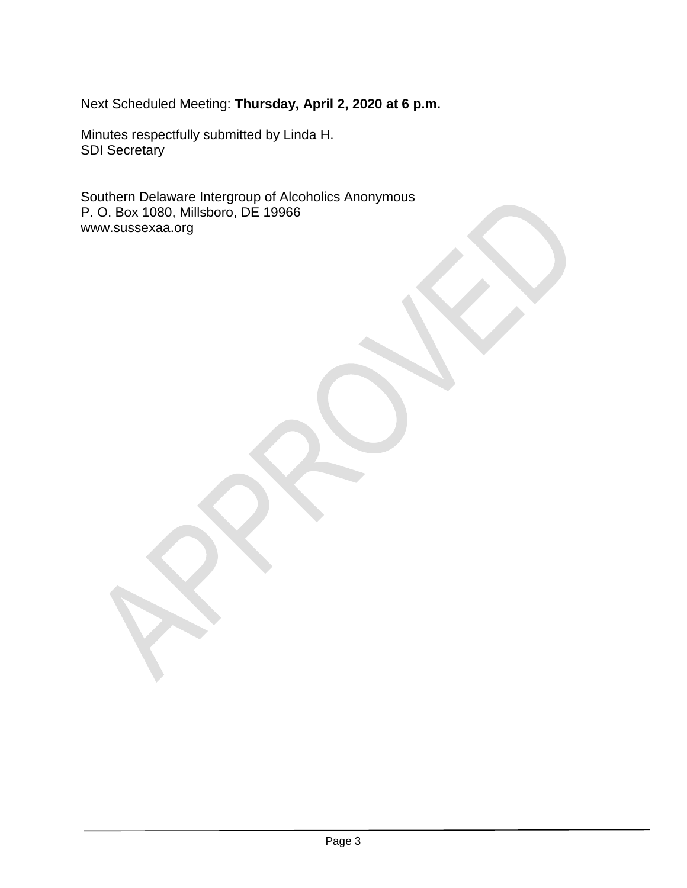Next Scheduled Meeting: **Thursday, April 2, 2020 at 6 p.m.**

Minutes respectfully submitted by Linda H.
SDI Secretary

Southern Delaware Intergroup of Alcoholics Anonymous
P. O. Box 1080, Millsboro, DE 19966
www.sussexaa.org

APPROVED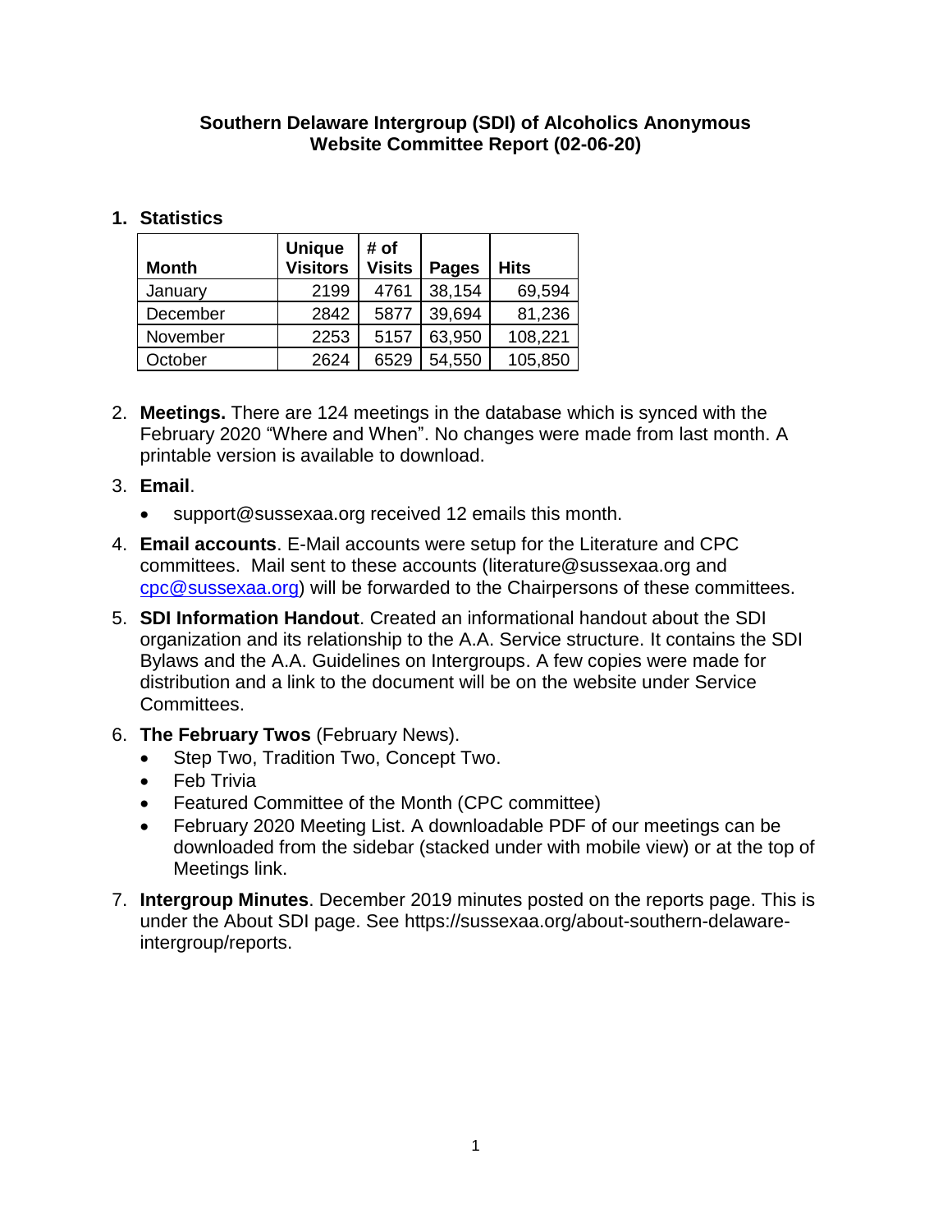**Southern Delaware Intergroup (SDI) of Alcoholics Anonymous**
**Website Committee Report (02-06-20)**

1. **Statistics**

| Month | Unique Visitors | # of Visits | Pages | Hits |
|---|---|---|---|---|
| January | 2199 | 4761 | 38,154 | 69,594 |
| December | 2842 | 5877 | 39,694 | 81,236 |
| November | 2253 | 5157 | 63,950 | 108,221 |
| October | 2624 | 6529 | 54,550 | 105,850 |

2. **Meetings.** There are 124 meetings in the database which is synced with the February 2020 "Where and When". No changes were made from last month. A printable version is available to download.

3. **Email**.
   - support@sussexaa.org received 12 emails this month.

4. **Email accounts**. E-Mail accounts were setup for the Literature and CPC committees. Mail sent to these accounts (literature@sussexaa.org and cpc@sussexaa.org) will be forwarded to the Chairpersons of these committees.

5. **SDI Information Handout**. Created an informational handout about the SDI organization and its relationship to the A.A. Service structure. It contains the SDI Bylaws and the A.A. Guidelines on Intergroups. A few copies were made for distribution and a link to the document will be on the website under Service Committees.

6. **The February Twos** (February News).
   - Step Two, Tradition Two, Concept Two.
   - Feb Trivia
   - Featured Committee of the Month (CPC committee)
   - February 2020 Meeting List. A downloadable PDF of our meetings can be downloaded from the sidebar (stacked under with mobile view) or at the top of Meetings link.

7. **Intergroup Minutes**. December 2019 minutes posted on the reports page. This is under the About SDI page. See https://sussexaa.org/about-southern-delaware-intergroup/reports.